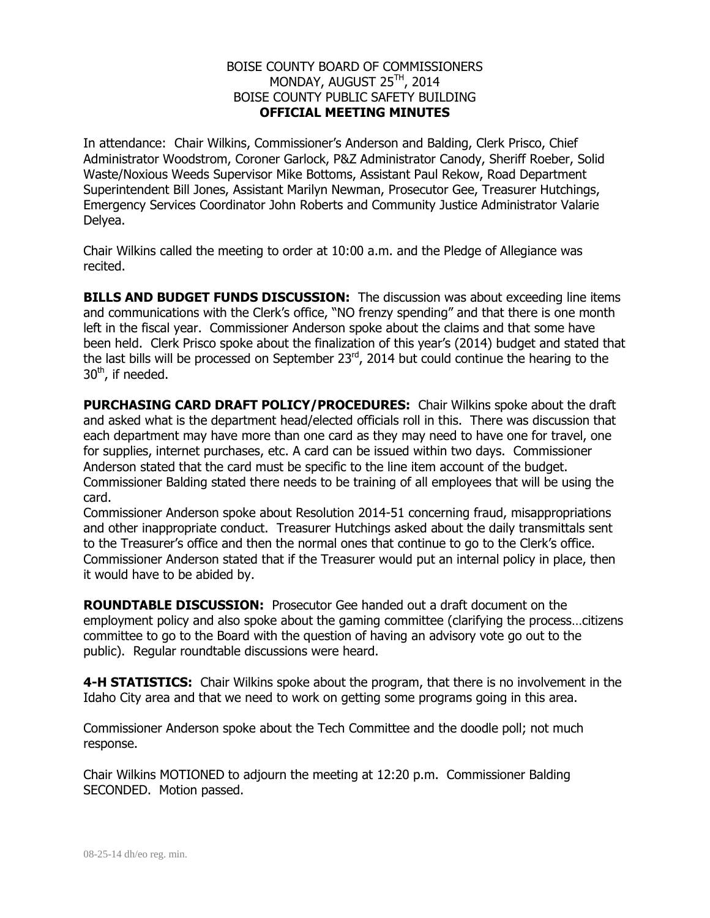BOISE COUNTY BOARD OF COMMISSIONERS
MONDAY, AUGUST 25TH, 2014
BOISE COUNTY PUBLIC SAFETY BUILDING
**OFFICIAL MEETING MINUTES**

In attendance: Chair Wilkins, Commissioner's Anderson and Balding, Clerk Prisco, Chief Administrator Woodstrom, Coroner Garlock, P&Z Administrator Canody, Sheriff Roeber, Solid Waste/Noxious Weeds Supervisor Mike Bottoms, Assistant Paul Rekow, Road Department Superintendent Bill Jones, Assistant Marilyn Newman, Prosecutor Gee, Treasurer Hutchings, Emergency Services Coordinator John Roberts and Community Justice Administrator Valarie Delyea.

Chair Wilkins called the meeting to order at 10:00 a.m. and the Pledge of Allegiance was recited.

**BILLS AND BUDGET FUNDS DISCUSSION:** The discussion was about exceeding line items and communications with the Clerk's office, "NO frenzy spending" and that there is one month left in the fiscal year. Commissioner Anderson spoke about the claims and that some have been held. Clerk Prisco spoke about the finalization of this year's (2014) budget and stated that the last bills will be processed on September 23rd, 2014 but could continue the hearing to the 30th, if needed.

**PURCHASING CARD DRAFT POLICY/PROCEDURES:** Chair Wilkins spoke about the draft and asked what is the department head/elected officials roll in this. There was discussion that each department may have more than one card as they may need to have one for travel, one for supplies, internet purchases, etc. A card can be issued within two days. Commissioner Anderson stated that the card must be specific to the line item account of the budget. Commissioner Balding stated there needs to be training of all employees that will be using the card.
Commissioner Anderson spoke about Resolution 2014-51 concerning fraud, misappropriations and other inappropriate conduct. Treasurer Hutchings asked about the daily transmittals sent to the Treasurer's office and then the normal ones that continue to go to the Clerk's office. Commissioner Anderson stated that if the Treasurer would put an internal policy in place, then it would have to be abided by.

**ROUNDTABLE DISCUSSION:** Prosecutor Gee handed out a draft document on the employment policy and also spoke about the gaming committee (clarifying the process…citizens committee to go to the Board with the question of having an advisory vote go out to the public). Regular roundtable discussions were heard.

**4-H STATISTICS:** Chair Wilkins spoke about the program, that there is no involvement in the Idaho City area and that we need to work on getting some programs going in this area.

Commissioner Anderson spoke about the Tech Committee and the doodle poll; not much response.

Chair Wilkins MOTIONED to adjourn the meeting at 12:20 p.m. Commissioner Balding SECONDED. Motion passed.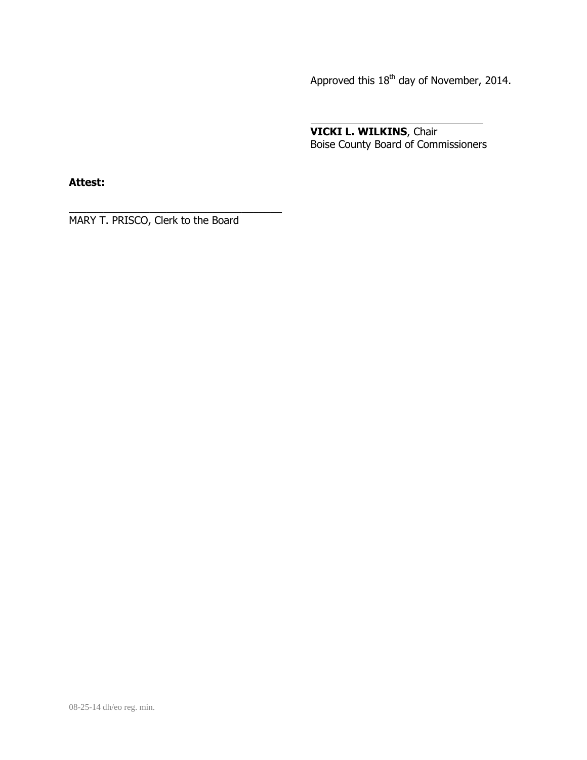Approved this 18th day of November, 2014.

\_\_\_\_\_\_\_\_\_\_\_\_\_\_\_\_\_\_\_\_\_\_\_\_\_\_\_\_\_\_\_\_\_

**VICKI L. WILKINS**, Chair
Boise County Board of Commissioners

**Attest:**

\_\_\_\_\_\_\_\_\_\_\_\_\_\_\_\_\_\_\_\_\_\_\_\_\_\_\_\_\_\_\_\_\_\_\_\_\_\_\_\_

MARY T. PRISCO, Clerk to the Board

08-25-14 dh/eo reg. min.